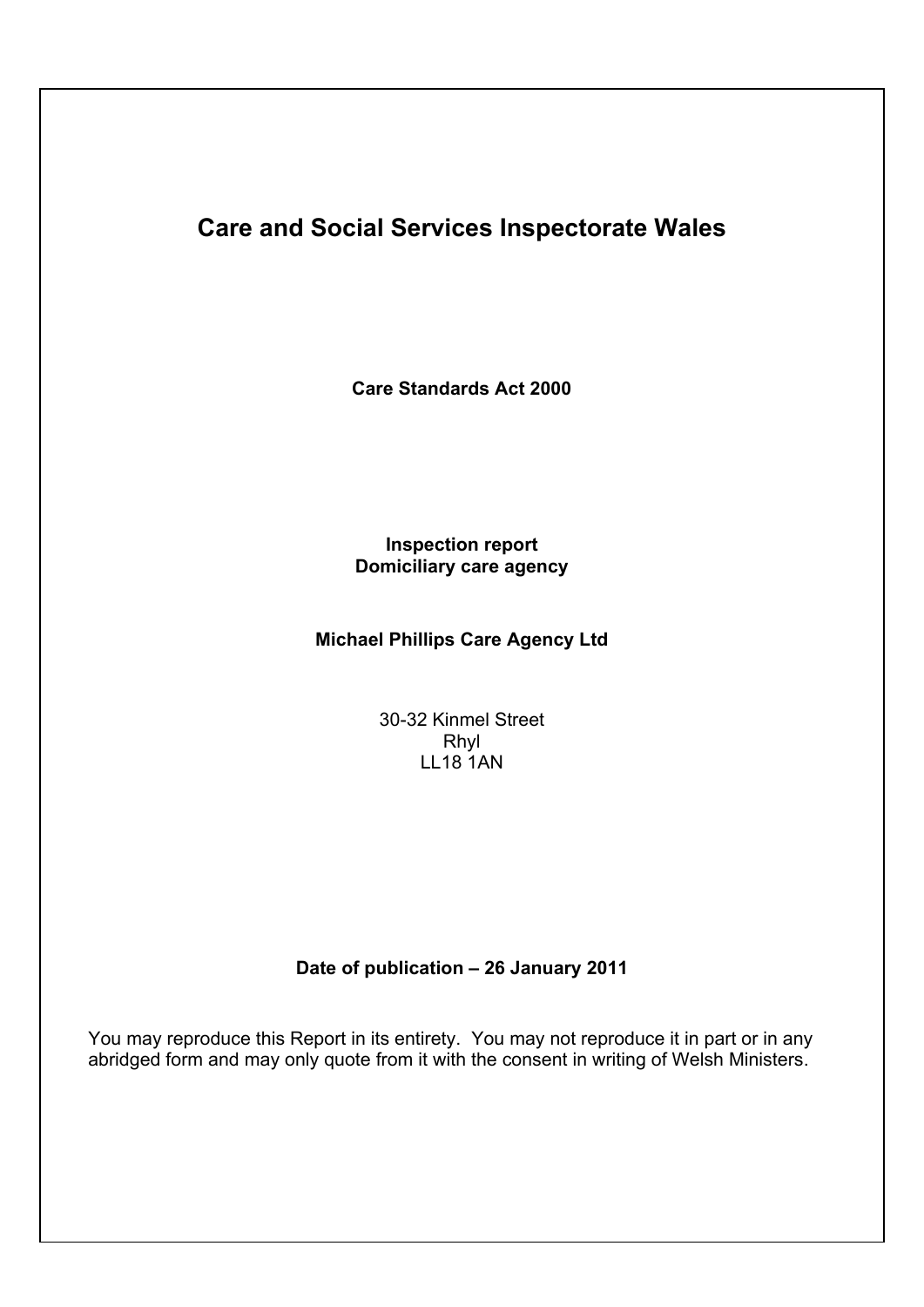# Care and Social Services Inspectorate Wales

**Care Standards Act 2000**

**Inspection report**
**Domiciliary care agency**

**Michael Phillips Care Agency Ltd**

30-32 Kinmel Street
Rhyl
LL18 1AN

**Date of publication – 26 January 2011**

You may reproduce this Report in its entirety. You may not reproduce it in part or in any abridged form and may only quote from it with the consent in writing of Welsh Ministers.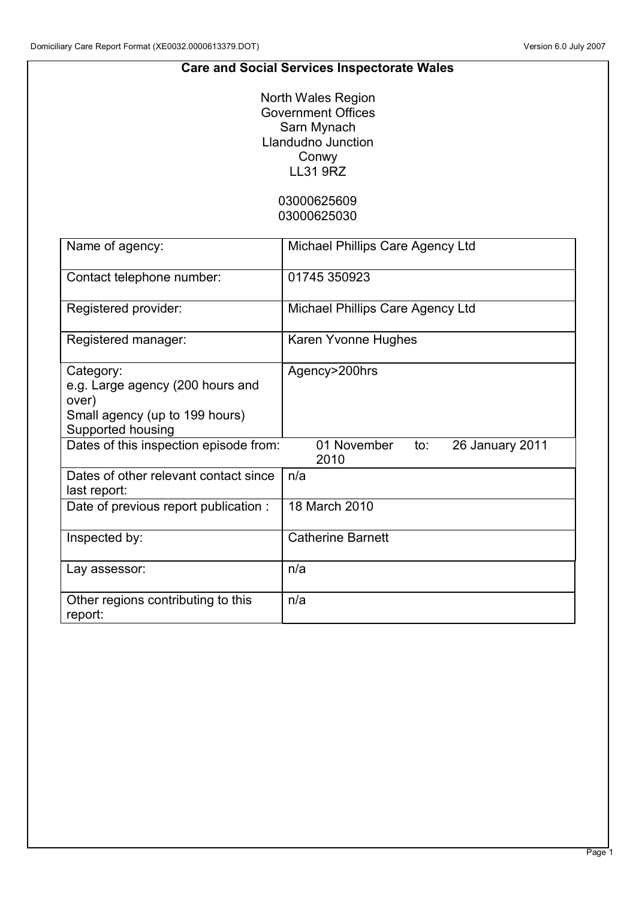# Care and Social Services Inspectorate Wales

North Wales Region
Government Offices
Sarn Mynach
Llandudno Junction
Conwy
LL31 9RZ

03000625609
03000625030

| | |
|---|---|
| Name of agency: | Michael Phillips Care Agency Ltd |
| Contact telephone number: | 01745 350923 |
| Registered provider: | Michael Phillips Care Agency Ltd |
| Registered manager: | Karen Yvonne Hughes |
| Category:<br>e.g. Large agency (200 hours and over)<br>Small agency (up to 199 hours)<br>Supported housing | Agency>200hrs |
| Dates of this inspection episode from: | 01 November 2010 to: 26 January 2011 |
| Dates of other relevant contact since last report: | n/a |
| Date of previous report publication : | 18 March 2010 |
| Inspected by: | Catherine Barnett |
| Lay assessor: | n/a |
| Other regions contributing to this report: | n/a |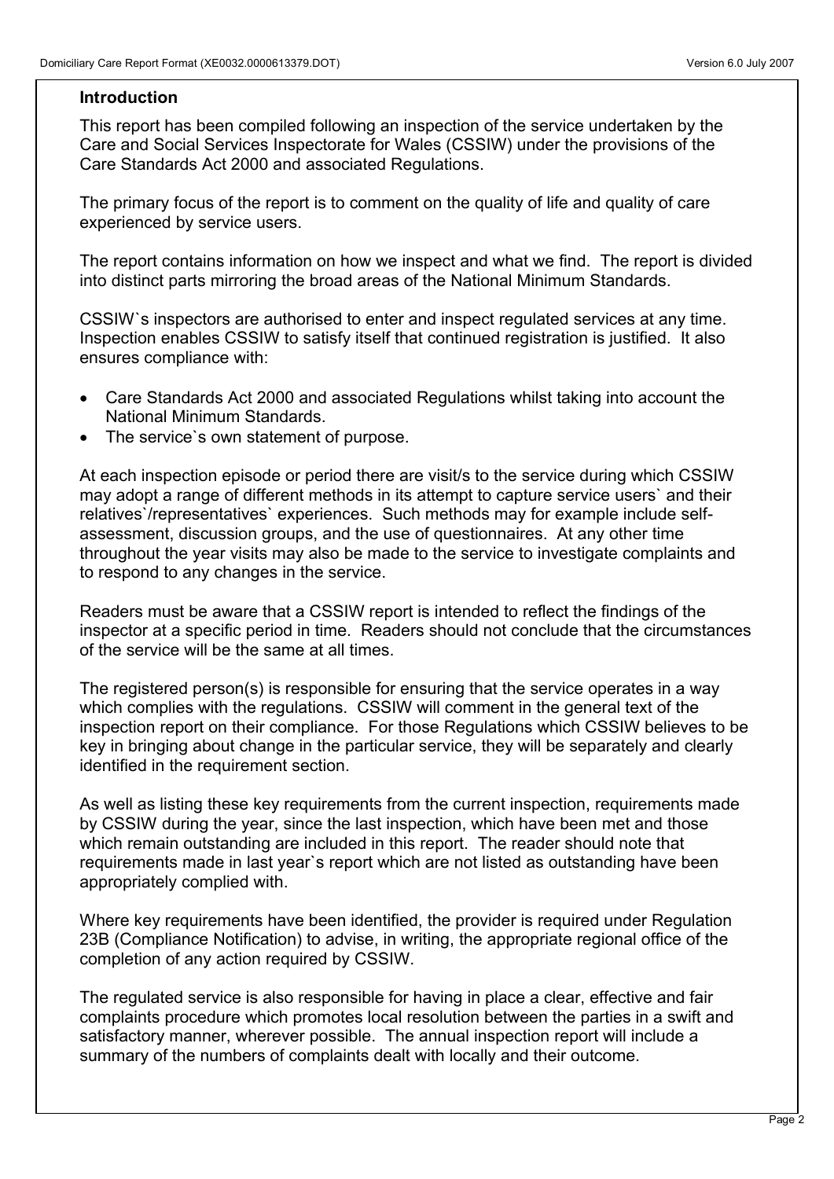## Introduction

This report has been compiled following an inspection of the service undertaken by the Care and Social Services Inspectorate for Wales (CSSIW) under the provisions of the Care Standards Act 2000 and associated Regulations.

The primary focus of the report is to comment on the quality of life and quality of care experienced by service users.

The report contains information on how we inspect and what we find. The report is divided into distinct parts mirroring the broad areas of the National Minimum Standards.

CSSIW`s inspectors are authorised to enter and inspect regulated services at any time. Inspection enables CSSIW to satisfy itself that continued registration is justified. It also ensures compliance with:

- Care Standards Act 2000 and associated Regulations whilst taking into account the National Minimum Standards.
- The service`s own statement of purpose.

At each inspection episode or period there are visit/s to the service during which CSSIW may adopt a range of different methods in its attempt to capture service users` and their relatives`/representatives` experiences. Such methods may for example include self-assessment, discussion groups, and the use of questionnaires. At any other time throughout the year visits may also be made to the service to investigate complaints and to respond to any changes in the service.

Readers must be aware that a CSSIW report is intended to reflect the findings of the inspector at a specific period in time. Readers should not conclude that the circumstances of the service will be the same at all times.

The registered person(s) is responsible for ensuring that the service operates in a way which complies with the regulations. CSSIW will comment in the general text of the inspection report on their compliance. For those Regulations which CSSIW believes to be key in bringing about change in the particular service, they will be separately and clearly identified in the requirement section.

As well as listing these key requirements from the current inspection, requirements made by CSSIW during the year, since the last inspection, which have been met and those which remain outstanding are included in this report. The reader should note that requirements made in last year`s report which are not listed as outstanding have been appropriately complied with.

Where key requirements have been identified, the provider is required under Regulation 23B (Compliance Notification) to advise, in writing, the appropriate regional office of the completion of any action required by CSSIW.

The regulated service is also responsible for having in place a clear, effective and fair complaints procedure which promotes local resolution between the parties in a swift and satisfactory manner, wherever possible. The annual inspection report will include a summary of the numbers of complaints dealt with locally and their outcome.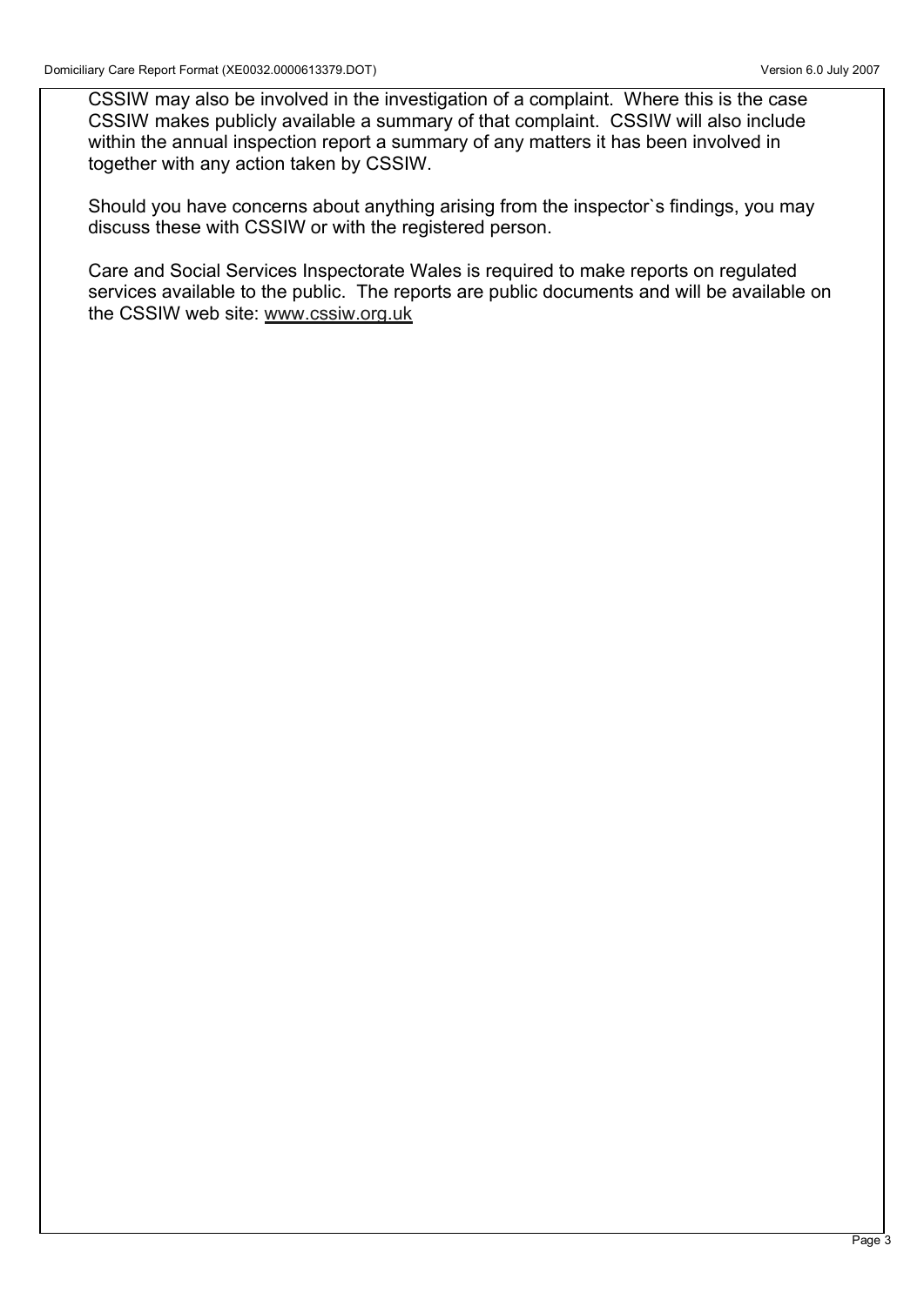CSSIW may also be involved in the investigation of a complaint. Where this is the case CSSIW makes publicly available a summary of that complaint. CSSIW will also include within the annual inspection report a summary of any matters it has been involved in together with any action taken by CSSIW.

Should you have concerns about anything arising from the inspector`s findings, you may discuss these with CSSIW or with the registered person.

Care and Social Services Inspectorate Wales is required to make reports on regulated services available to the public. The reports are public documents and will be available on the CSSIW web site: www.cssiw.org.uk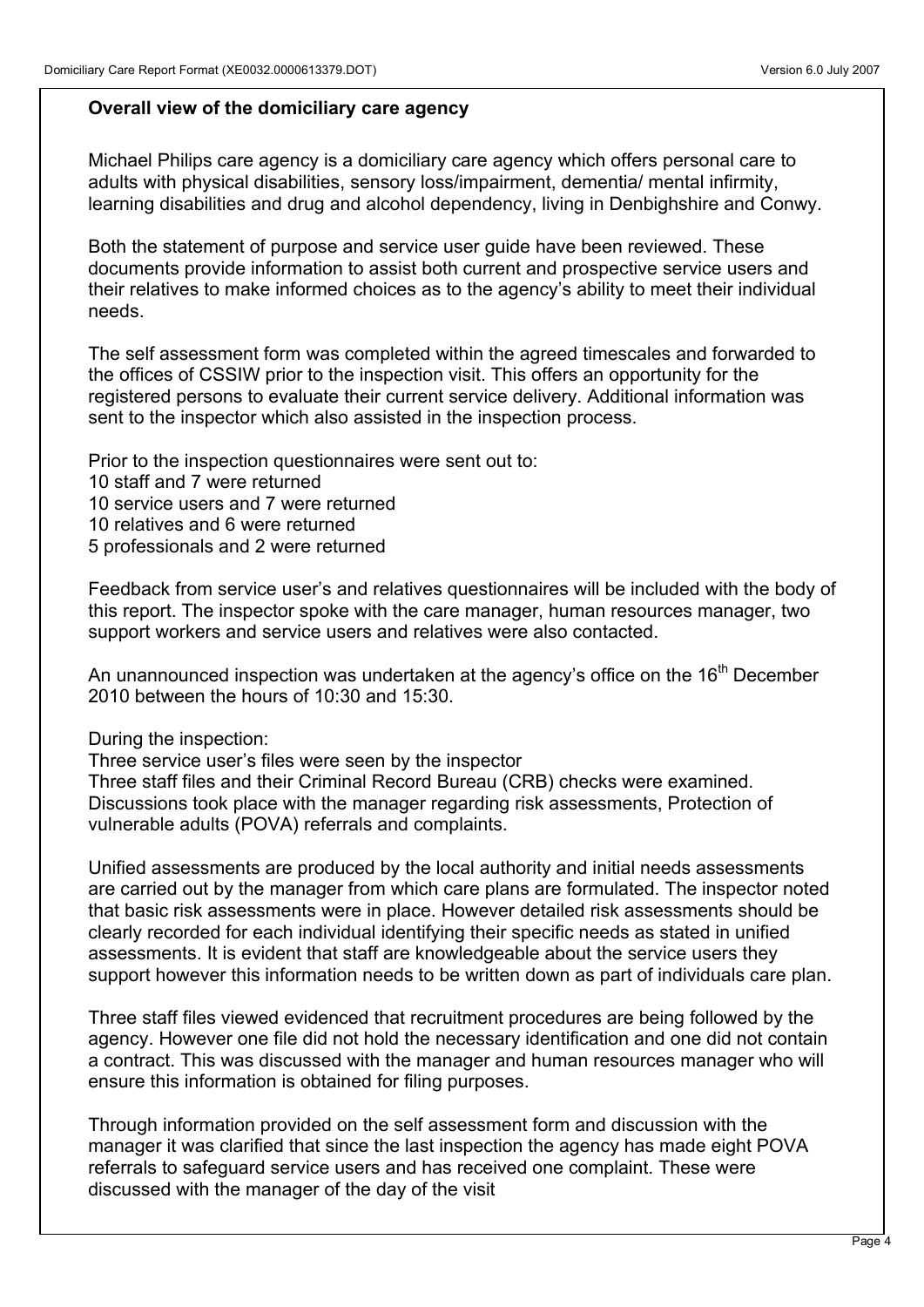## Overall view of the domiciliary care agency

Michael Philips care agency is a domiciliary care agency which offers personal care to adults with physical disabilities, sensory loss/impairment, dementia/ mental infirmity, learning disabilities and drug and alcohol dependency, living in Denbighshire and Conwy.

Both the statement of purpose and service user guide have been reviewed. These documents provide information to assist both current and prospective service users and their relatives to make informed choices as to the agency's ability to meet their individual needs.

The self assessment form was completed within the agreed timescales and forwarded to the offices of CSSIW prior to the inspection visit. This offers an opportunity for the registered persons to evaluate their current service delivery. Additional information was sent to the inspector which also assisted in the inspection process.

Prior to the inspection questionnaires were sent out to:
10 staff and 7 were returned
10 service users and 7 were returned
10 relatives and 6 were returned
5 professionals and 2 were returned

Feedback from service user's and relatives questionnaires will be included with the body of this report. The inspector spoke with the care manager, human resources manager, two support workers and service users and relatives were also contacted.

An unannounced inspection was undertaken at the agency's office on the 16th December 2010 between the hours of 10:30 and 15:30.

During the inspection:
Three service user's files were seen by the inspector
Three staff files and their Criminal Record Bureau (CRB) checks were examined.
Discussions took place with the manager regarding risk assessments, Protection of vulnerable adults (POVA) referrals and complaints.

Unified assessments are produced by the local authority and initial needs assessments are carried out by the manager from which care plans are formulated. The inspector noted that basic risk assessments were in place. However detailed risk assessments should be clearly recorded for each individual identifying their specific needs as stated in unified assessments. It is evident that staff are knowledgeable about the service users they support however this information needs to be written down as part of individuals care plan.

Three staff files viewed evidenced that recruitment procedures are being followed by the agency. However one file did not hold the necessary identification and one did not contain a contract. This was discussed with the manager and human resources manager who will ensure this information is obtained for filing purposes.

Through information provided on the self assessment form and discussion with the manager it was clarified that since the last inspection the agency has made eight POVA referrals to safeguard service users and has received one complaint. These were discussed with the manager of the day of the visit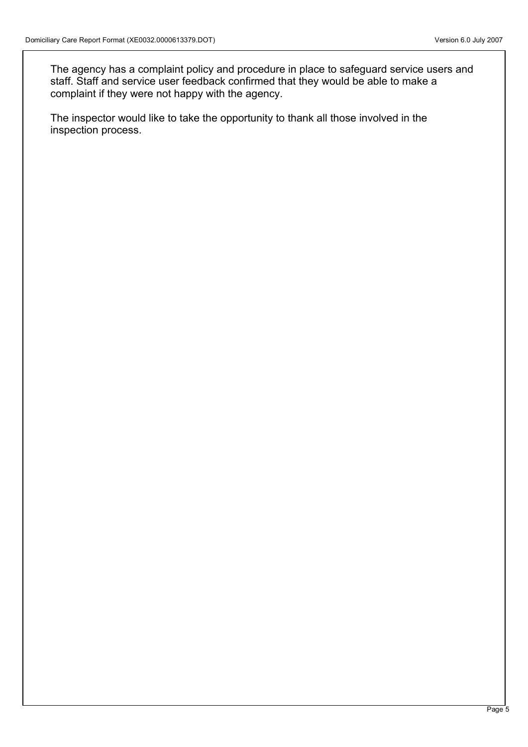The agency has a complaint policy and procedure in place to safeguard service users and staff. Staff and service user feedback confirmed that they would be able to make a complaint if they were not happy with the agency.

The inspector would like to take the opportunity to thank all those involved in the inspection process.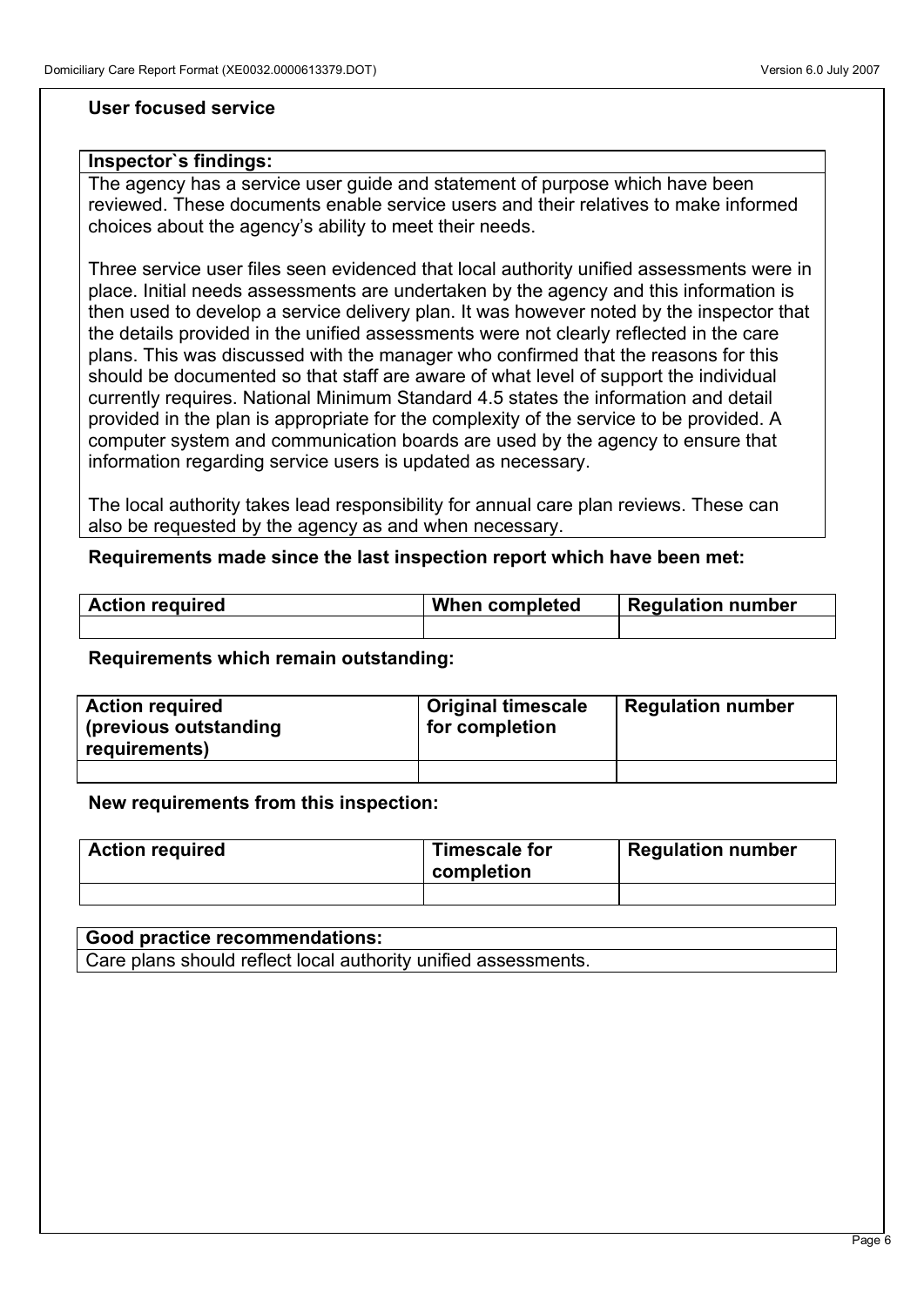## User focused service

**Inspector`s findings:**

The agency has a service user guide and statement of purpose which have been reviewed. These documents enable service users and their relatives to make informed choices about the agency's ability to meet their needs.

Three service user files seen evidenced that local authority unified assessments were in place. Initial needs assessments are undertaken by the agency and this information is then used to develop a service delivery plan. It was however noted by the inspector that the details provided in the unified assessments were not clearly reflected in the care plans. This was discussed with the manager who confirmed that the reasons for this should be documented so that staff are aware of what level of support the individual currently requires. National Minimum Standard 4.5 states the information and detail provided in the plan is appropriate for the complexity of the service to be provided. A computer system and communication boards are used by the agency to ensure that information regarding service users is updated as necessary.

The local authority takes lead responsibility for annual care plan reviews. These can also be requested by the agency as and when necessary.

**Requirements made since the last inspection report which have been met:**

| Action required | When completed | Regulation number |
|---|---|---|
| | | |

**Requirements which remain outstanding:**

| Action required (previous outstanding requirements) | Original timescale for completion | Regulation number |
|---|---|---|
| | | |

**New requirements from this inspection:**

| Action required | Timescale for completion | Regulation number |
|---|---|---|
| | | |

| Good practice recommendations: |
|---|
| Care plans should reflect local authority unified assessments. |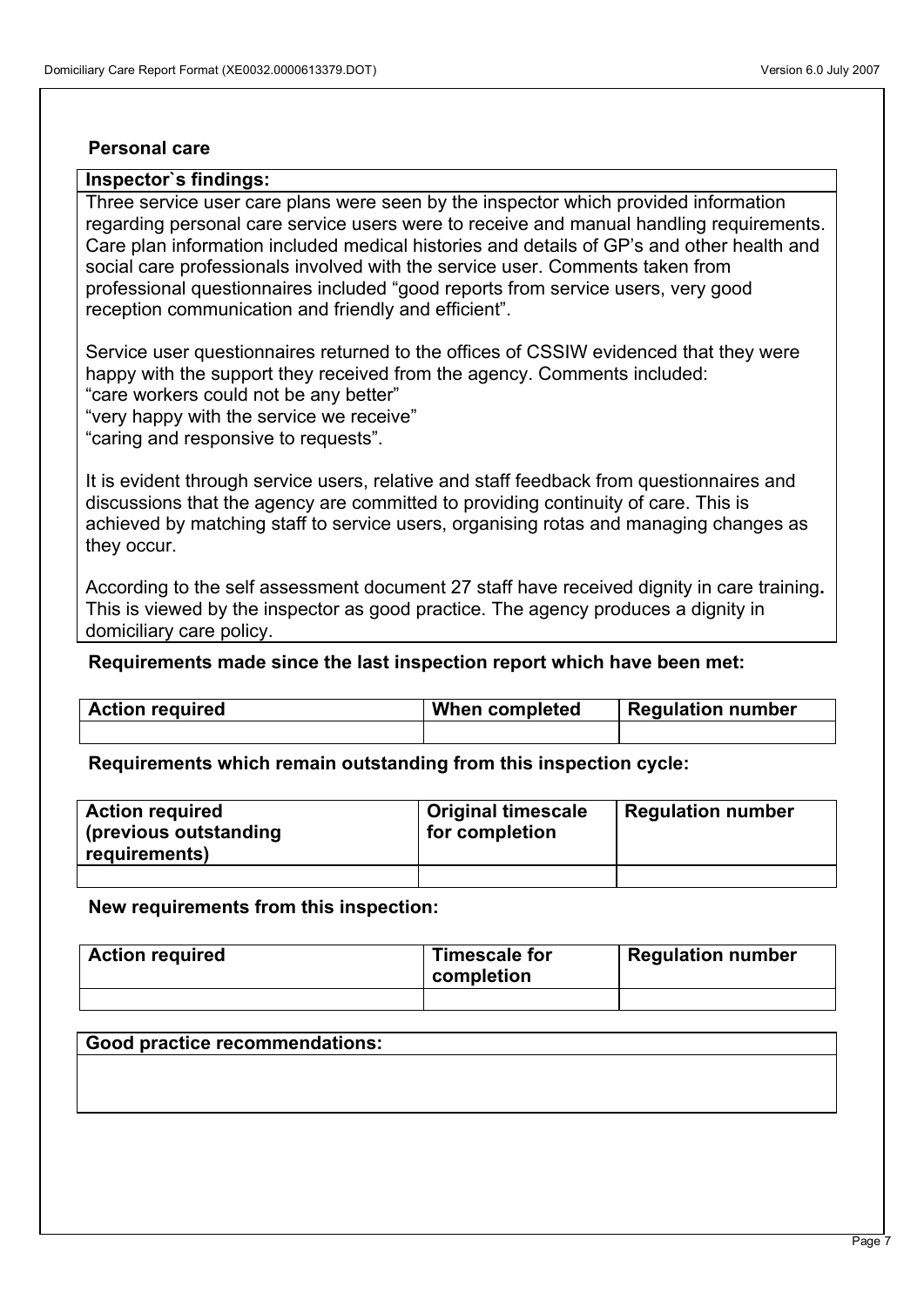### Personal care

**Inspector`s findings:**

Three service user care plans were seen by the inspector which provided information regarding personal care service users were to receive and manual handling requirements. Care plan information included medical histories and details of GP's and other health and social care professionals involved with the service user. Comments taken from professional questionnaires included "good reports from service users, very good reception communication and friendly and efficient".

Service user questionnaires returned to the offices of CSSIW evidenced that they were happy with the support they received from the agency. Comments included:
"care workers could not be any better"
"very happy with the service we receive"
"caring and responsive to requests".

It is evident through service users, relative and staff feedback from questionnaires and discussions that the agency are committed to providing continuity of care. This is achieved by matching staff to service users, organising rotas and managing changes as they occur.

According to the self assessment document 27 staff have received dignity in care training**.** This is viewed by the inspector as good practice. The agency produces a dignity in domiciliary care policy.

**Requirements made since the last inspection report which have been met:**

| Action required | When completed | Regulation number |
|---|---|---|
| | | |

**Requirements which remain outstanding from this inspection cycle:**

| Action required (previous outstanding requirements) | Original timescale for completion | Regulation number |
|---|---|---|
| | | |

**New requirements from this inspection:**

| Action required | Timescale for completion | Regulation number |
|---|---|---|
| | | |

**Good practice recommendations:**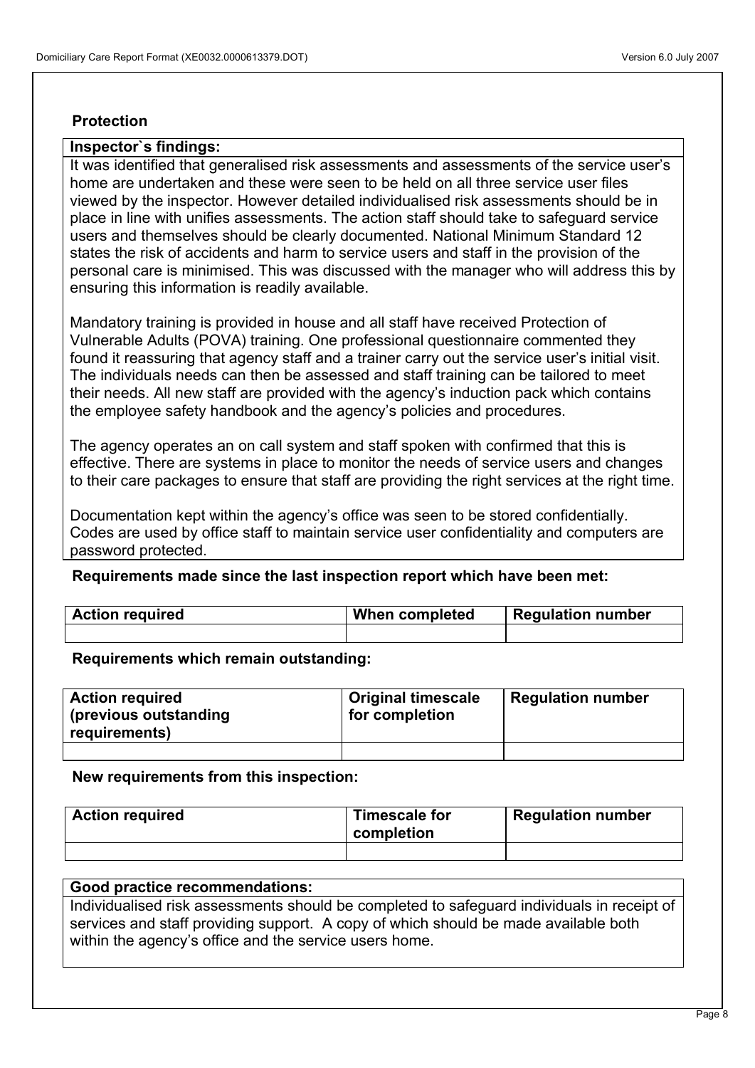## Protection

**Inspector`s findings:**

It was identified that generalised risk assessments and assessments of the service user's home are undertaken and these were seen to be held on all three service user files viewed by the inspector. However detailed individualised risk assessments should be in place in line with unifies assessments. The action staff should take to safeguard service users and themselves should be clearly documented. National Minimum Standard 12 states the risk of accidents and harm to service users and staff in the provision of the personal care is minimised. This was discussed with the manager who will address this by ensuring this information is readily available.

Mandatory training is provided in house and all staff have received Protection of Vulnerable Adults (POVA) training. One professional questionnaire commented they found it reassuring that agency staff and a trainer carry out the service user's initial visit. The individuals needs can then be assessed and staff training can be tailored to meet their needs. All new staff are provided with the agency's induction pack which contains the employee safety handbook and the agency's policies and procedures.

The agency operates an on call system and staff spoken with confirmed that this is effective. There are systems in place to monitor the needs of service users and changes to their care packages to ensure that staff are providing the right services at the right time.

Documentation kept within the agency's office was seen to be stored confidentially. Codes are used by office staff to maintain service user confidentiality and computers are password protected.

**Requirements made since the last inspection report which have been met:**

| Action required | When completed | Regulation number |
| --- | --- | --- |
| | | |

**Requirements which remain outstanding:**

| Action required (previous outstanding requirements) | Original timescale for completion | Regulation number |
| --- | --- | --- |
| | | |

**New requirements from this inspection:**

| Action required | Timescale for completion | Regulation number |
| --- | --- | --- |
| | | |

**Good practice recommendations:**

Individualised risk assessments should be completed to safeguard individuals in receipt of services and staff providing support. A copy of which should be made available both within the agency's office and the service users home.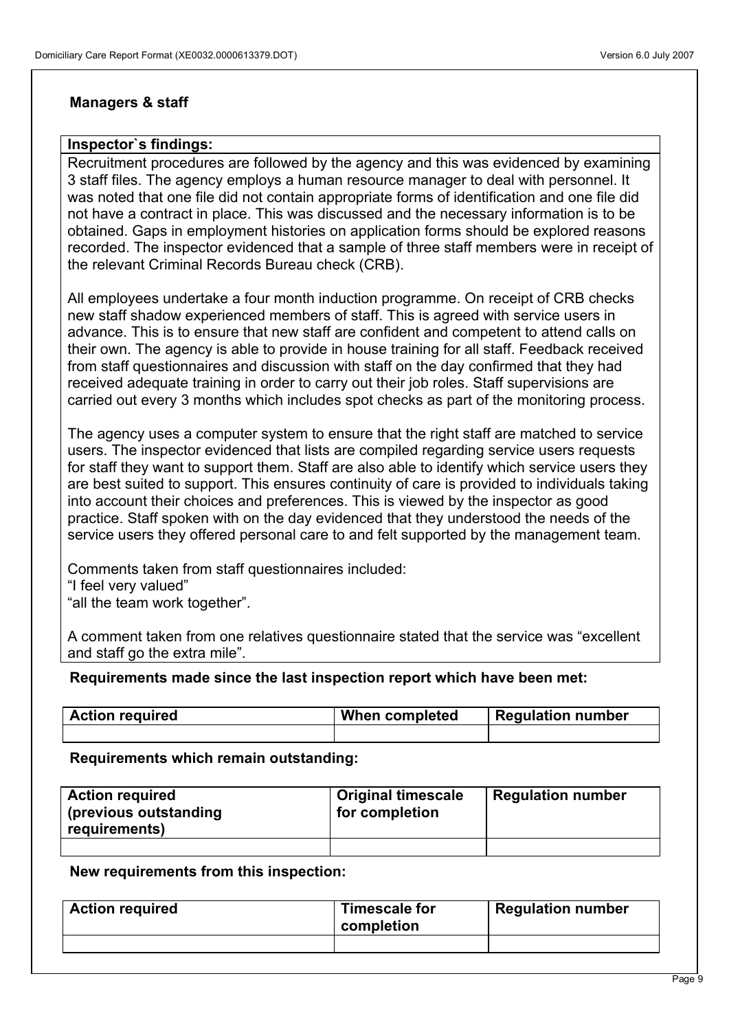## Managers & staff

**Inspector`s findings:**

Recruitment procedures are followed by the agency and this was evidenced by examining 3 staff files. The agency employs a human resource manager to deal with personnel. It was noted that one file did not contain appropriate forms of identification and one file did not have a contract in place. This was discussed and the necessary information is to be obtained. Gaps in employment histories on application forms should be explored reasons recorded. The inspector evidenced that a sample of three staff members were in receipt of the relevant Criminal Records Bureau check (CRB).

All employees undertake a four month induction programme. On receipt of CRB checks new staff shadow experienced members of staff. This is agreed with service users in advance. This is to ensure that new staff are confident and competent to attend calls on their own. The agency is able to provide in house training for all staff. Feedback received from staff questionnaires and discussion with staff on the day confirmed that they had received adequate training in order to carry out their job roles. Staff supervisions are carried out every 3 months which includes spot checks as part of the monitoring process.

The agency uses a computer system to ensure that the right staff are matched to service users. The inspector evidenced that lists are compiled regarding service users requests for staff they want to support them. Staff are also able to identify which service users they are best suited to support. This ensures continuity of care is provided to individuals taking into account their choices and preferences. This is viewed by the inspector as good practice. Staff spoken with on the day evidenced that they understood the needs of the service users they offered personal care to and felt supported by the management team.

Comments taken from staff questionnaires included:
"I feel very valued"
"all the team work together".

A comment taken from one relatives questionnaire stated that the service was "excellent and staff go the extra mile".

**Requirements made since the last inspection report which have been met:**

| Action required | When completed | Regulation number |
|---|---|---|
| | | |

**Requirements which remain outstanding:**

| Action required (previous outstanding requirements) | Original timescale for completion | Regulation number |
|---|---|---|
| | | |

**New requirements from this inspection:**

| Action required | Timescale for completion | Regulation number |
|---|---|---|
| | | |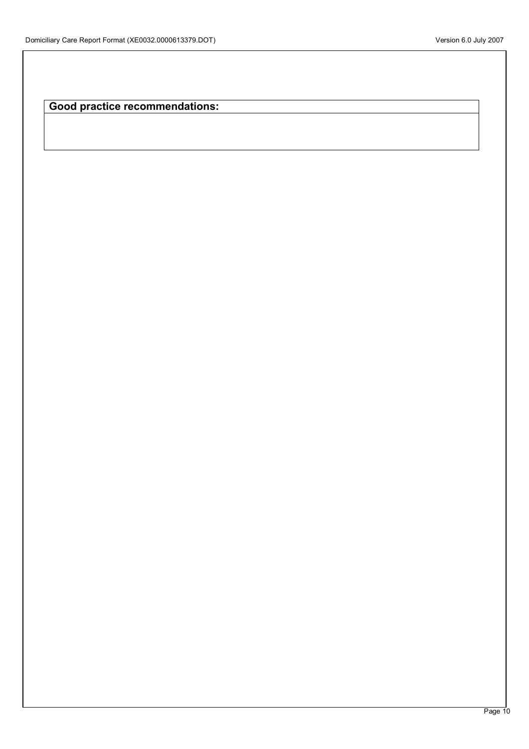**Good practice recommendations:**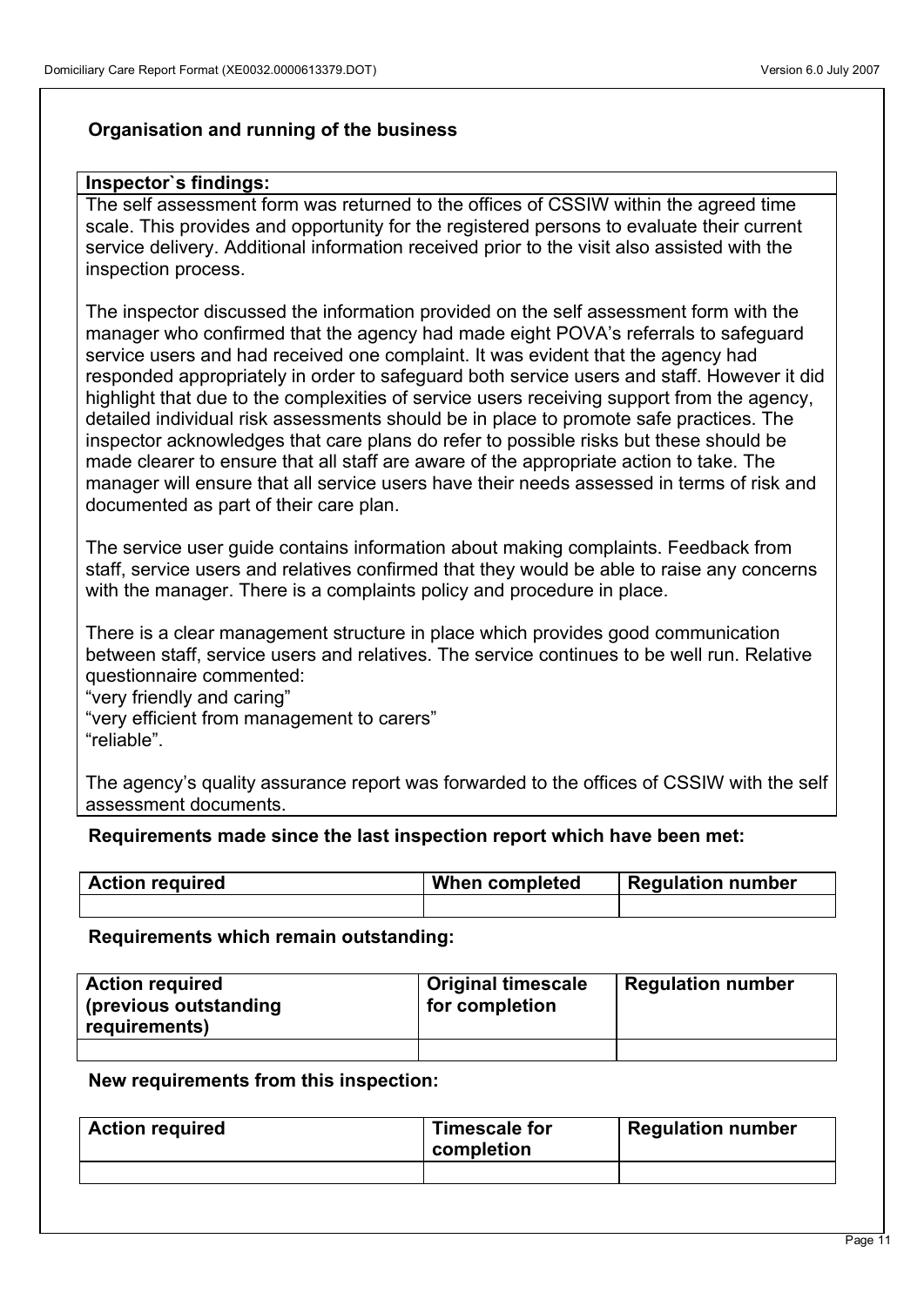## Organisation and running of the business

**Inspector`s findings:**

The self assessment form was returned to the offices of CSSIW within the agreed time scale. This provides and opportunity for the registered persons to evaluate their current service delivery. Additional information received prior to the visit also assisted with the inspection process.

The inspector discussed the information provided on the self assessment form with the manager who confirmed that the agency had made eight POVA's referrals to safeguard service users and had received one complaint. It was evident that the agency had responded appropriately in order to safeguard both service users and staff. However it did highlight that due to the complexities of service users receiving support from the agency, detailed individual risk assessments should be in place to promote safe practices. The inspector acknowledges that care plans do refer to possible risks but these should be made clearer to ensure that all staff are aware of the appropriate action to take. The manager will ensure that all service users have their needs assessed in terms of risk and documented as part of their care plan.

The service user guide contains information about making complaints. Feedback from staff, service users and relatives confirmed that they would be able to raise any concerns with the manager. There is a complaints policy and procedure in place.

There is a clear management structure in place which provides good communication between staff, service users and relatives. The service continues to be well run. Relative questionnaire commented:
"very friendly and caring"
"very efficient from management to carers"
"reliable".

The agency's quality assurance report was forwarded to the offices of CSSIW with the self assessment documents.

**Requirements made since the last inspection report which have been met:**

| Action required | When completed | Regulation number |
|---|---|---|
| | | |

**Requirements which remain outstanding:**

| Action required (previous outstanding requirements) | Original timescale for completion | Regulation number |
|---|---|---|
| | | |

**New requirements from this inspection:**

| Action required | Timescale for completion | Regulation number |
|---|---|---|
| | | |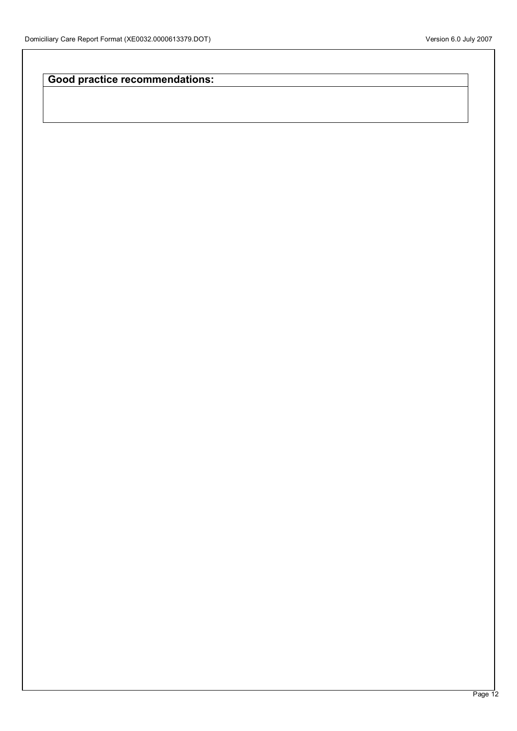## Good practice recommendations: